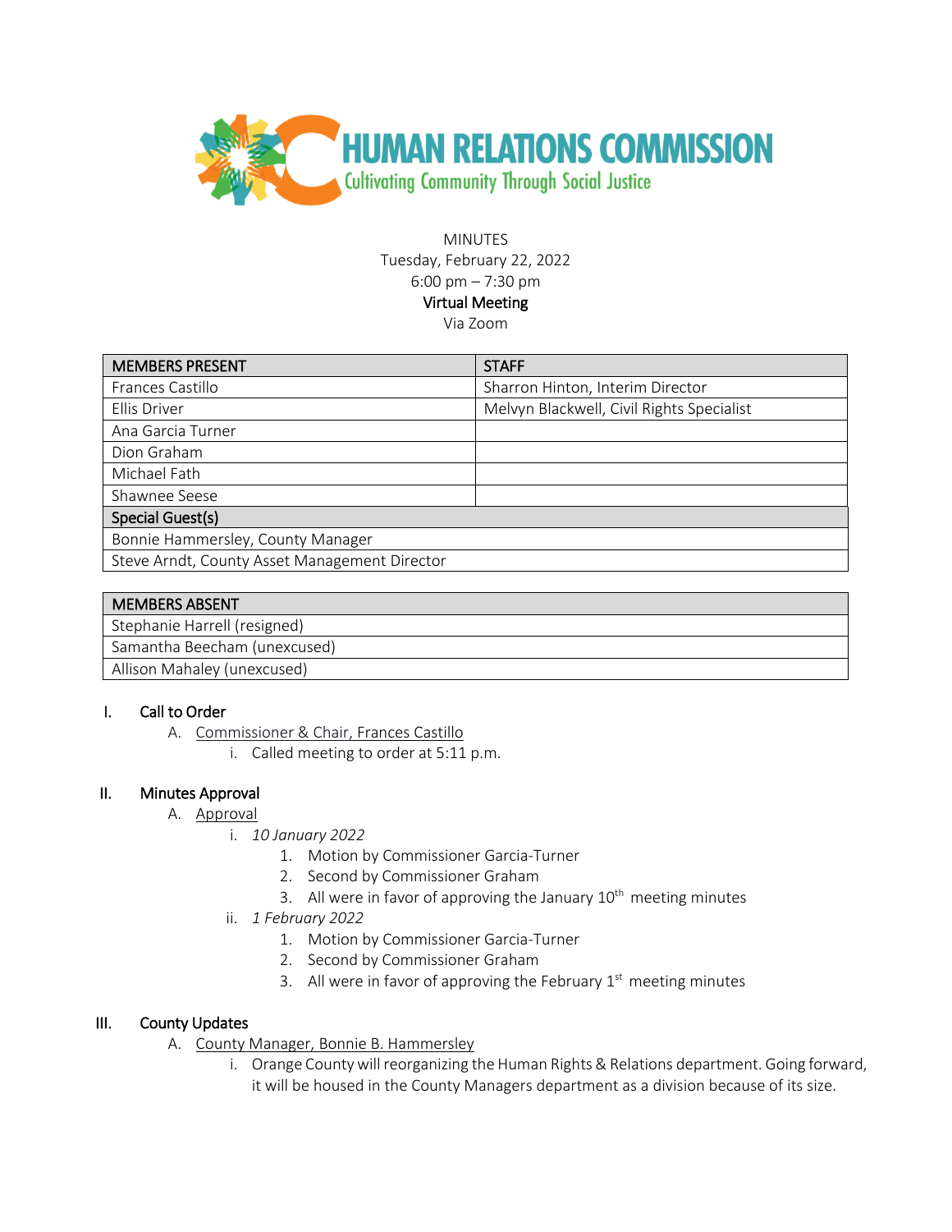# HUMAN RELATIONS COMMISSION

Cultivating Community Through Social Justice

MINUTES
Tuesday, February 22, 2022
6:00 pm – 7:30 pm
Virtual Meeting
Via Zoom

| MEMBERS PRESENT | STAFF |
|---|---|
| Frances Castillo | Sharron Hinton, Interim Director |
| Ellis Driver | Melvyn Blackwell, Civil Rights Specialist |
| Ana Garcia Turner | |
| Dion Graham | |
| Michael Fath | |
| Shawnee Seese | |
| **Special Guest(s)** | |
| Bonnie Hammersley, County Manager | |
| Steve Arndt, County Asset Management Director | |

| MEMBERS ABSENT |
|---|
| Stephanie Harrell (resigned) |
| Samantha Beecham (unexcused) |
| Allison Mahaley (unexcused) |

## I. Call to Order

A. Commissioner & Chair, Frances Castillo
   i. Called meeting to order at 5:11 p.m.

## II. Minutes Approval

A. Approval
   i. *10 January 2022*
      1. Motion by Commissioner Garcia-Turner
      2. Second by Commissioner Graham
      3. All were in favor of approving the January 10th meeting minutes
   ii. *1 February 2022*
      1. Motion by Commissioner Garcia-Turner
      2. Second by Commissioner Graham
      3. All were in favor of approving the February 1st meeting minutes

## III. County Updates

A. County Manager, Bonnie B. Hammersley
   i. Orange County will reorganizing the Human Rights & Relations department. Going forward, it will be housed in the County Managers department as a division because of its size.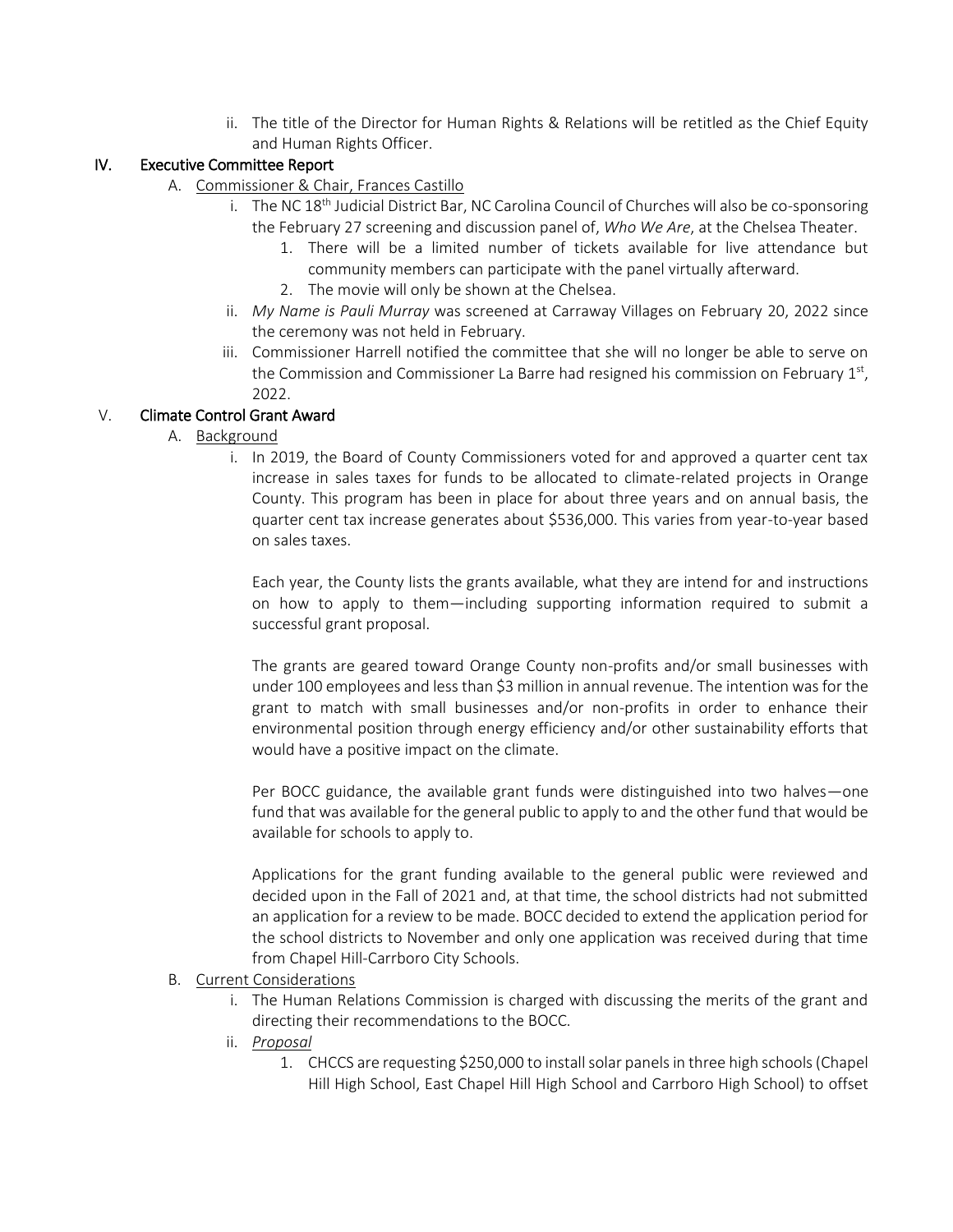ii. The title of the Director for Human Rights & Relations will be retitled as the Chief Equity and Human Rights Officer.

## IV. Executive Committee Report

A. Commissioner & Chair, Frances Castillo

i. The NC 18th Judicial District Bar, NC Carolina Council of Churches will also be co-sponsoring the February 27 screening and discussion panel of, *Who We Are*, at the Chelsea Theater.

1. There will be a limited number of tickets available for live attendance but community members can participate with the panel virtually afterward.
2. The movie will only be shown at the Chelsea.

ii. *My Name is Pauli Murray* was screened at Carraway Villages on February 20, 2022 since the ceremony was not held in February.

iii. Commissioner Harrell notified the committee that she will no longer be able to serve on the Commission and Commissioner La Barre had resigned his commission on February 1st, 2022.

## V. Climate Control Grant Award

A. Background

i. In 2019, the Board of County Commissioners voted for and approved a quarter cent tax increase in sales taxes for funds to be allocated to climate-related projects in Orange County. This program has been in place for about three years and on annual basis, the quarter cent tax increase generates about $536,000. This varies from year-to-year based on sales taxes.

Each year, the County lists the grants available, what they are intend for and instructions on how to apply to them—including supporting information required to submit a successful grant proposal.

The grants are geared toward Orange County non-profits and/or small businesses with under 100 employees and less than $3 million in annual revenue. The intention was for the grant to match with small businesses and/or non-profits in order to enhance their environmental position through energy efficiency and/or other sustainability efforts that would have a positive impact on the climate.

Per BOCC guidance, the available grant funds were distinguished into two halves—one fund that was available for the general public to apply to and the other fund that would be available for schools to apply to.

Applications for the grant funding available to the general public were reviewed and decided upon in the Fall of 2021 and, at that time, the school districts had not submitted an application for a review to be made. BOCC decided to extend the application period for the school districts to November and only one application was received during that time from Chapel Hill-Carrboro City Schools.

B. Current Considerations

i. The Human Relations Commission is charged with discussing the merits of the grant and directing their recommendations to the BOCC.

ii. *Proposal*

1. CHCCS are requesting $250,000 to install solar panels in three high schools (Chapel Hill High School, East Chapel Hill High School and Carrboro High School) to offset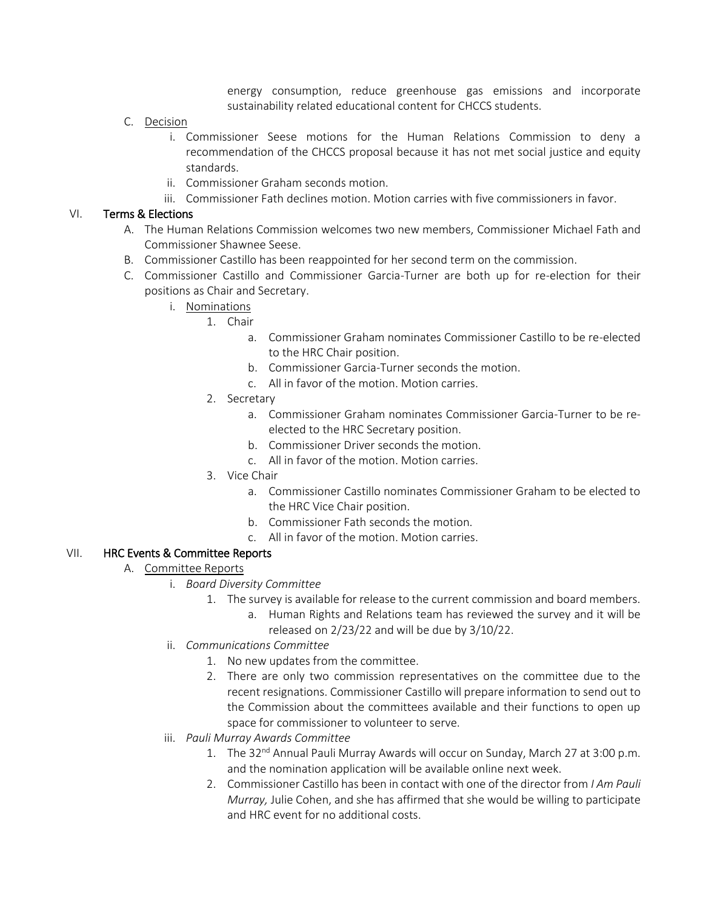energy consumption, reduce greenhouse gas emissions and incorporate sustainability related educational content for CHCCS students.

C. Decision
   i. Commissioner Seese motions for the Human Relations Commission to deny a recommendation of the CHCCS proposal because it has not met social justice and equity standards.
   ii. Commissioner Graham seconds motion.
   iii. Commissioner Fath declines motion. Motion carries with five commissioners in favor.

## VI. Terms & Elections

A. The Human Relations Commission welcomes two new members, Commissioner Michael Fath and Commissioner Shawnee Seese.

B. Commissioner Castillo has been reappointed for her second term on the commission.

C. Commissioner Castillo and Commissioner Garcia-Turner are both up for re-election for their positions as Chair and Secretary.
   i. Nominations
      1. Chair
         a. Commissioner Graham nominates Commissioner Castillo to be re-elected to the HRC Chair position.
         b. Commissioner Garcia-Turner seconds the motion.
         c. All in favor of the motion. Motion carries.
      2. Secretary
         a. Commissioner Graham nominates Commissioner Garcia-Turner to be re-elected to the HRC Secretary position.
         b. Commissioner Driver seconds the motion.
         c. All in favor of the motion. Motion carries.
      3. Vice Chair
         a. Commissioner Castillo nominates Commissioner Graham to be elected to the HRC Vice Chair position.
         b. Commissioner Fath seconds the motion.
         c. All in favor of the motion. Motion carries.

## VII. HRC Events & Committee Reports

A. Committee Reports
   i. *Board Diversity Committee*
      1. The survey is available for release to the current commission and board members.
         a. Human Rights and Relations team has reviewed the survey and it will be released on 2/23/22 and will be due by 3/10/22.
   ii. *Communications Committee*
      1. No new updates from the committee.
      2. There are only two commission representatives on the committee due to the recent resignations. Commissioner Castillo will prepare information to send out to the Commission about the committees available and their functions to open up space for commissioner to volunteer to serve.
   iii. *Pauli Murray Awards Committee*
      1. The 32nd Annual Pauli Murray Awards will occur on Sunday, March 27 at 3:00 p.m. and the nomination application will be available online next week.
      2. Commissioner Castillo has been in contact with one of the director from *I Am Pauli Murray,* Julie Cohen, and she has affirmed that she would be willing to participate and HRC event for no additional costs.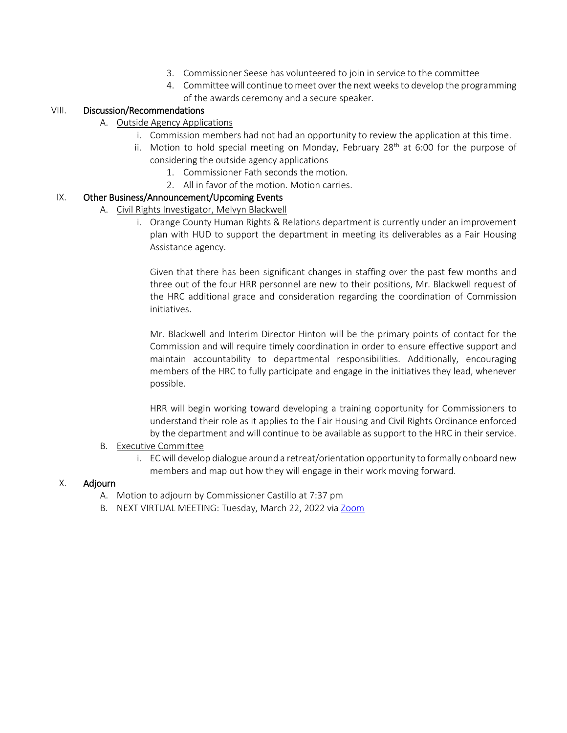3. Commissioner Seese has volunteered to join in service to the committee
4. Committee will continue to meet over the next weeks to develop the programming of the awards ceremony and a secure speaker.

## VIII. Discussion/Recommendations

A. Outside Agency Applications

i. Commission members had not had an opportunity to review the application at this time.

ii. Motion to hold special meeting on Monday, February 28th at 6:00 for the purpose of considering the outside agency applications

1. Commissioner Fath seconds the motion.
2. All in favor of the motion. Motion carries.

## IX. Other Business/Announcement/Upcoming Events

A. Civil Rights Investigator, Melvyn Blackwell

i. Orange County Human Rights & Relations department is currently under an improvement plan with HUD to support the department in meeting its deliverables as a Fair Housing Assistance agency.

Given that there has been significant changes in staffing over the past few months and three out of the four HRR personnel are new to their positions, Mr. Blackwell request of the HRC additional grace and consideration regarding the coordination of Commission initiatives.

Mr. Blackwell and Interim Director Hinton will be the primary points of contact for the Commission and will require timely coordination in order to ensure effective support and maintain accountability to departmental responsibilities. Additionally, encouraging members of the HRC to fully participate and engage in the initiatives they lead, whenever possible.

HRR will begin working toward developing a training opportunity for Commissioners to understand their role as it applies to the Fair Housing and Civil Rights Ordinance enforced by the department and will continue to be available as support to the HRC in their service.

B. Executive Committee

i. EC will develop dialogue around a retreat/orientation opportunity to formally onboard new members and map out how they will engage in their work moving forward.

## X. Adjourn

A. Motion to adjourn by Commissioner Castillo at 7:37 pm

B. NEXT VIRTUAL MEETING: Tuesday, March 22, 2022 via Zoom